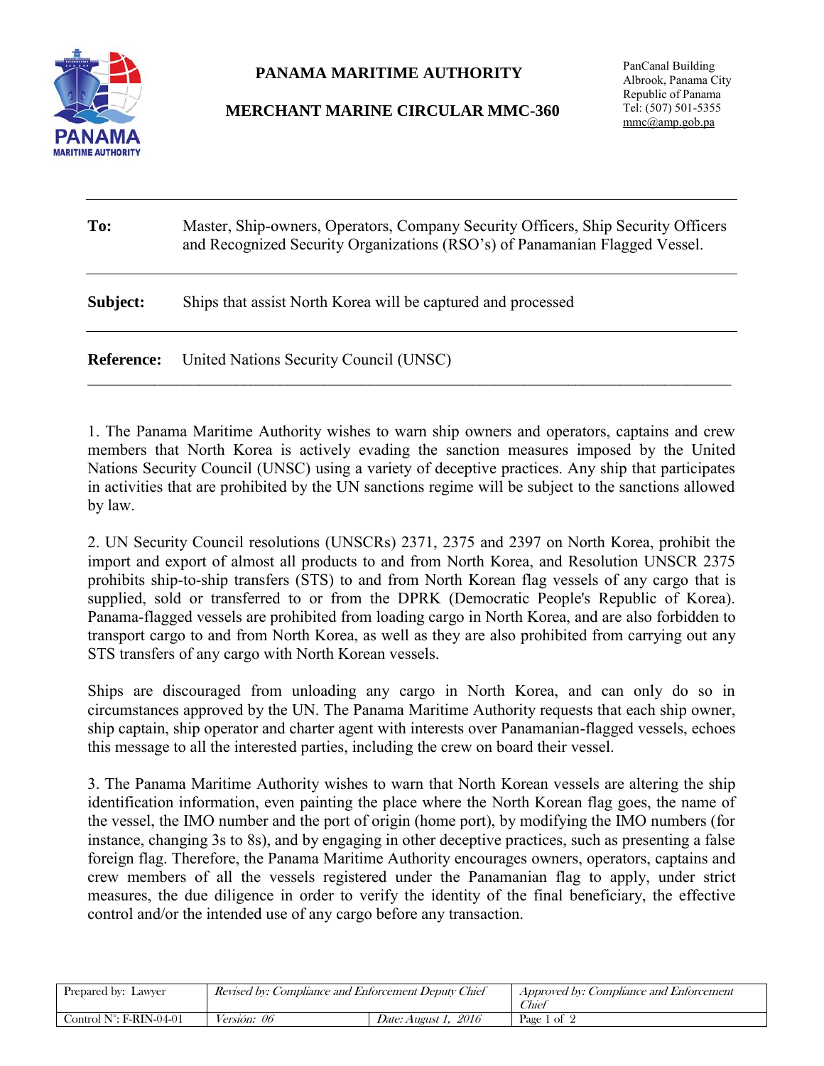# PANAMA MARITIME AUTHORITY

## MERCHANT MARINE CIRCULAR MMC-360

PanCanal Building
Albrook, Panama City
Republic of Panama
Tel: (507) 501-5355
mmc@amp.gob.pa

---

**To:** Master, Ship-owners, Operators, Company Security Officers, Ship Security Officers and Recognized Security Organizations (RSO's) of Panamanian Flagged Vessel.

---

**Subject:** Ships that assist North Korea will be captured and processed

---

**Reference:** United Nations Security Council (UNSC)

---

1. The Panama Maritime Authority wishes to warn ship owners and operators, captains and crew members that North Korea is actively evading the sanction measures imposed by the United Nations Security Council (UNSC) using a variety of deceptive practices. Any ship that participates in activities that are prohibited by the UN sanctions regime will be subject to the sanctions allowed by law.

2. UN Security Council resolutions (UNSCRs) 2371, 2375 and 2397 on North Korea, prohibit the import and export of almost all products to and from North Korea, and Resolution UNSCR 2375 prohibits ship-to-ship transfers (STS) to and from North Korean flag vessels of any cargo that is supplied, sold or transferred to or from the DPRK (Democratic People's Republic of Korea). Panama-flagged vessels are prohibited from loading cargo in North Korea, and are also forbidden to transport cargo to and from North Korea, as well as they are also prohibited from carrying out any STS transfers of any cargo with North Korean vessels.

Ships are discouraged from unloading any cargo in North Korea, and can only do so in circumstances approved by the UN. The Panama Maritime Authority requests that each ship owner, ship captain, ship operator and charter agent with interests over Panamanian-flagged vessels, echoes this message to all the interested parties, including the crew on board their vessel.

3. The Panama Maritime Authority wishes to warn that North Korean vessels are altering the ship identification information, even painting the place where the North Korean flag goes, the name of the vessel, the IMO number and the port of origin (home port), by modifying the IMO numbers (for instance, changing 3s to 8s), and by engaging in other deceptive practices, such as presenting a false foreign flag. Therefore, the Panama Maritime Authority encourages owners, operators, captains and crew members of all the vessels registered under the Panamanian flag to apply, under strict measures, the due diligence in order to verify the identity of the final beneficiary, the effective control and/or the intended use of any cargo before any transaction.

| Prepared by: Lawyer | *Revised by: Compliance and Enforcement Deputy Chief* | | *Approved by: Compliance and Enforcement Chief* |
|---|---|---|---|
| Control N°: F-RIN-04-01 | *Versión: 06* | *Date: August 1, 2016* | |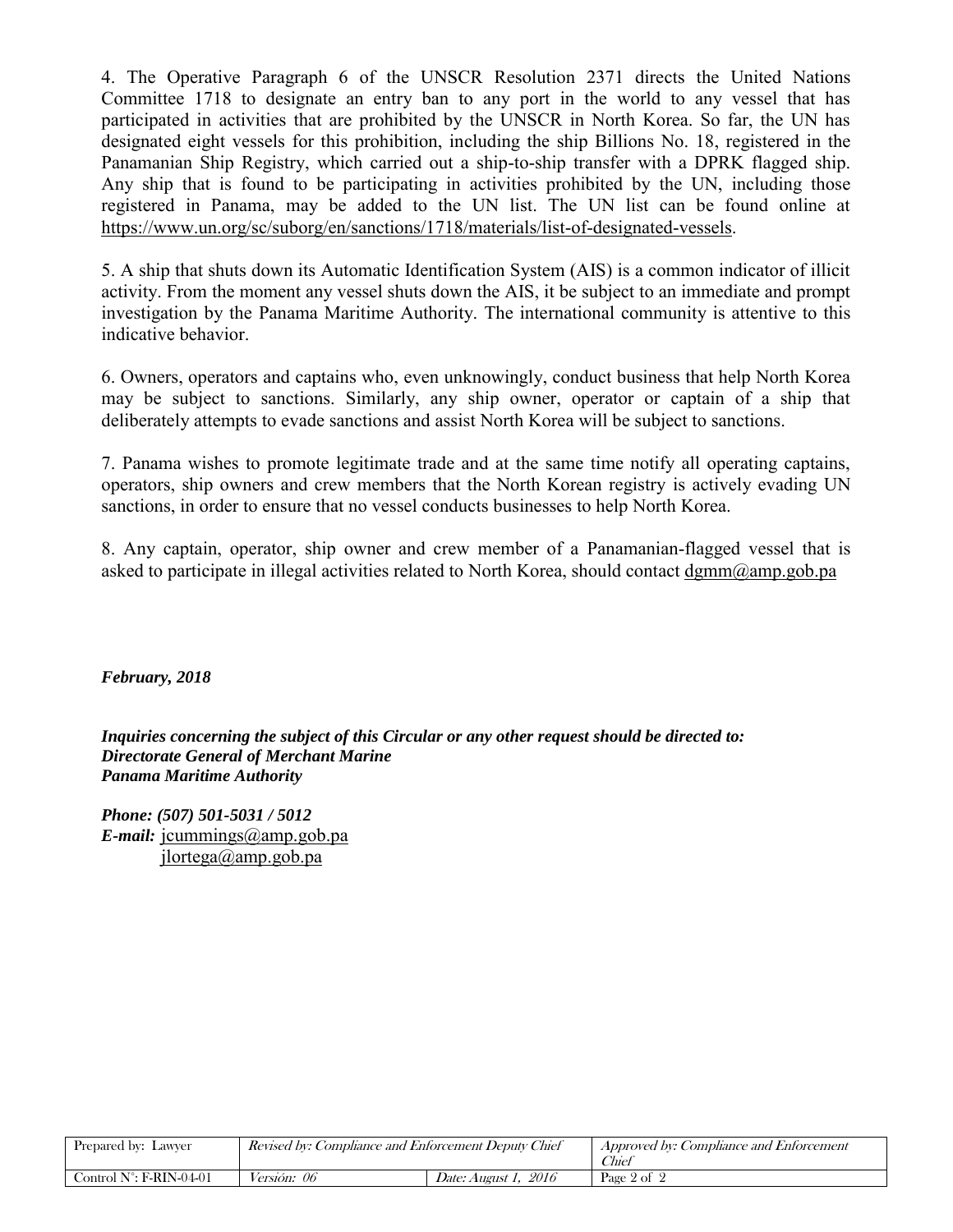4. The Operative Paragraph 6 of the UNSCR Resolution 2371 directs the United Nations Committee 1718 to designate an entry ban to any port in the world to any vessel that has participated in activities that are prohibited by the UNSCR in North Korea. So far, the UN has designated eight vessels for this prohibition, including the ship Billions No. 18, registered in the Panamanian Ship Registry, which carried out a ship-to-ship transfer with a DPRK flagged ship. Any ship that is found to be participating in activities prohibited by the UN, including those registered in Panama, may be added to the UN list. The UN list can be found online at https://www.un.org/sc/suborg/en/sanctions/1718/materials/list-of-designated-vessels.

5. A ship that shuts down its Automatic Identification System (AIS) is a common indicator of illicit activity. From the moment any vessel shuts down the AIS, it be subject to an immediate and prompt investigation by the Panama Maritime Authority. The international community is attentive to this indicative behavior.

6. Owners, operators and captains who, even unknowingly, conduct business that help North Korea may be subject to sanctions. Similarly, any ship owner, operator or captain of a ship that deliberately attempts to evade sanctions and assist North Korea will be subject to sanctions.

7. Panama wishes to promote legitimate trade and at the same time notify all operating captains, operators, ship owners and crew members that the North Korean registry is actively evading UN sanctions, in order to ensure that no vessel conducts businesses to help North Korea.

8. Any captain, operator, ship owner and crew member of a Panamanian-flagged vessel that is asked to participate in illegal activities related to North Korea, should contact dgmm@amp.gob.pa

***February, 2018***

***Inquiries concerning the subject of this Circular or any other request should be directed to:***
***Directorate General of Merchant Marine***
***Panama Maritime Authority***

***Phone: (507) 501-5031 / 5012***
***E-mail:*** jcummings@amp.gob.pa
jlortega@amp.gob.pa

| | | | |
|---|---|---|---|
| Prepared by: Lawyer | *Revised by: Compliance and Enforcement Deputy Chief* | | *Approved by: Compliance and Enforcement Chief* |
| Control N°: F-RIN-04-01 | *Versión: 06* | *Date: August 1, 2016* | Page 2 of 2 |